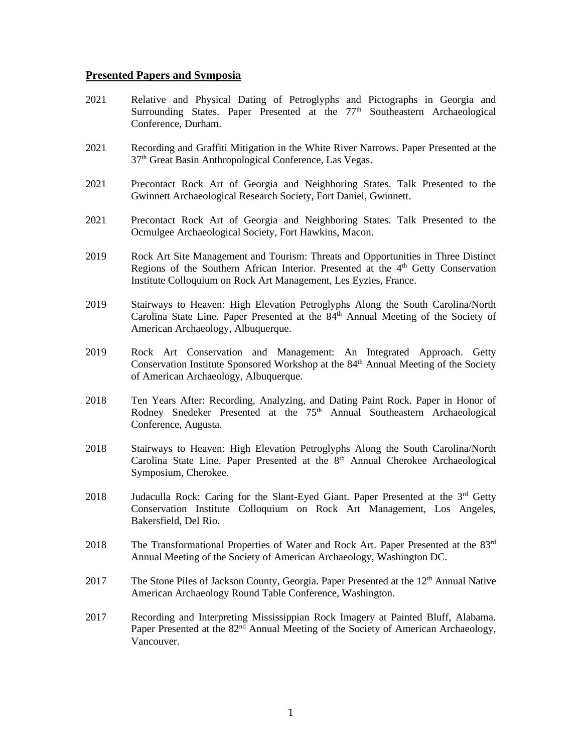## Presented Papers and Symposia

2021 Relative and Physical Dating of Petroglyphs and Pictographs in Georgia and Surrounding States. Paper Presented at the 77th Southeastern Archaeological Conference, Durham.

2021 Recording and Graffiti Mitigation in the White River Narrows. Paper Presented at the 37th Great Basin Anthropological Conference, Las Vegas.

2021 Precontact Rock Art of Georgia and Neighboring States. Talk Presented to the Gwinnett Archaeological Research Society, Fort Daniel, Gwinnett.

2021 Precontact Rock Art of Georgia and Neighboring States. Talk Presented to the Ocmulgee Archaeological Society, Fort Hawkins, Macon.

2019 Rock Art Site Management and Tourism: Threats and Opportunities in Three Distinct Regions of the Southern African Interior. Presented at the 4th Getty Conservation Institute Colloquium on Rock Art Management, Les Eyzies, France.

2019 Stairways to Heaven: High Elevation Petroglyphs Along the South Carolina/North Carolina State Line. Paper Presented at the 84th Annual Meeting of the Society of American Archaeology, Albuquerque.

2019 Rock Art Conservation and Management: An Integrated Approach. Getty Conservation Institute Sponsored Workshop at the 84th Annual Meeting of the Society of American Archaeology, Albuquerque.

2018 Ten Years After: Recording, Analyzing, and Dating Paint Rock. Paper in Honor of Rodney Snedeker Presented at the 75th Annual Southeastern Archaeological Conference, Augusta.

2018 Stairways to Heaven: High Elevation Petroglyphs Along the South Carolina/North Carolina State Line. Paper Presented at the 8th Annual Cherokee Archaeological Symposium, Cherokee.

2018 Judaculla Rock: Caring for the Slant-Eyed Giant. Paper Presented at the 3rd Getty Conservation Institute Colloquium on Rock Art Management, Los Angeles, Bakersfield, Del Rio.

2018 The Transformational Properties of Water and Rock Art. Paper Presented at the 83rd Annual Meeting of the Society of American Archaeology, Washington DC.

2017 The Stone Piles of Jackson County, Georgia. Paper Presented at the 12th Annual Native American Archaeology Round Table Conference, Washington.

2017 Recording and Interpreting Mississippian Rock Imagery at Painted Bluff, Alabama. Paper Presented at the 82nd Annual Meeting of the Society of American Archaeology, Vancouver.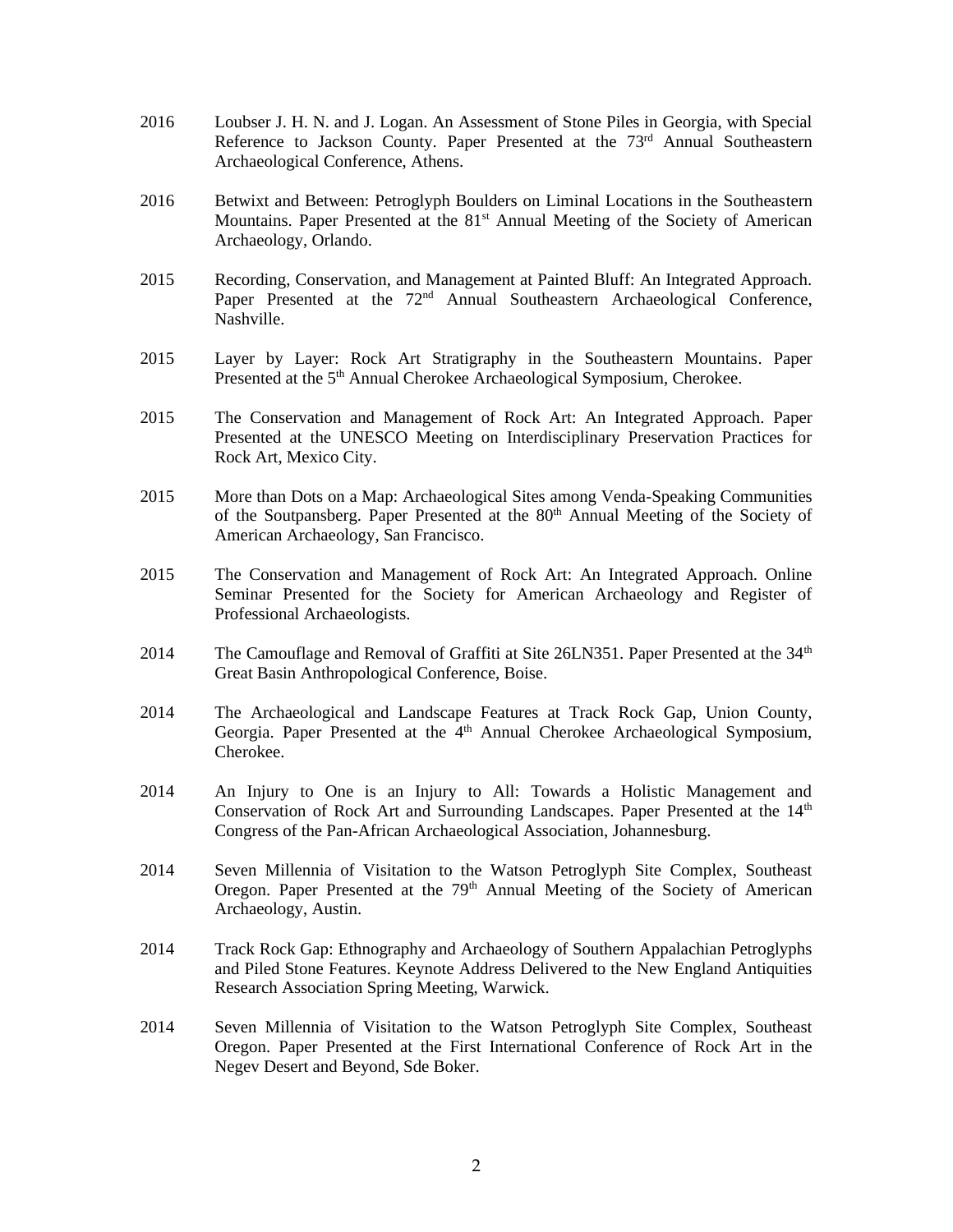2016 Loubser J. H. N. and J. Logan. An Assessment of Stone Piles in Georgia, with Special Reference to Jackson County. Paper Presented at the 73rd Annual Southeastern Archaeological Conference, Athens.

2016 Betwixt and Between: Petroglyph Boulders on Liminal Locations in the Southeastern Mountains. Paper Presented at the 81st Annual Meeting of the Society of American Archaeology, Orlando.

2015 Recording, Conservation, and Management at Painted Bluff: An Integrated Approach. Paper Presented at the 72nd Annual Southeastern Archaeological Conference, Nashville.

2015 Layer by Layer: Rock Art Stratigraphy in the Southeastern Mountains. Paper Presented at the 5th Annual Cherokee Archaeological Symposium, Cherokee.

2015 The Conservation and Management of Rock Art: An Integrated Approach. Paper Presented at the UNESCO Meeting on Interdisciplinary Preservation Practices for Rock Art, Mexico City.

2015 More than Dots on a Map: Archaeological Sites among Venda-Speaking Communities of the Soutpansberg. Paper Presented at the 80th Annual Meeting of the Society of American Archaeology, San Francisco.

2015 The Conservation and Management of Rock Art: An Integrated Approach. Online Seminar Presented for the Society for American Archaeology and Register of Professional Archaeologists.

2014 The Camouflage and Removal of Graffiti at Site 26LN351. Paper Presented at the 34th Great Basin Anthropological Conference, Boise.

2014 The Archaeological and Landscape Features at Track Rock Gap, Union County, Georgia. Paper Presented at the 4th Annual Cherokee Archaeological Symposium, Cherokee.

2014 An Injury to One is an Injury to All: Towards a Holistic Management and Conservation of Rock Art and Surrounding Landscapes. Paper Presented at the 14th Congress of the Pan-African Archaeological Association, Johannesburg.

2014 Seven Millennia of Visitation to the Watson Petroglyph Site Complex, Southeast Oregon. Paper Presented at the 79th Annual Meeting of the Society of American Archaeology, Austin.

2014 Track Rock Gap: Ethnography and Archaeology of Southern Appalachian Petroglyphs and Piled Stone Features. Keynote Address Delivered to the New England Antiquities Research Association Spring Meeting, Warwick.

2014 Seven Millennia of Visitation to the Watson Petroglyph Site Complex, Southeast Oregon. Paper Presented at the First International Conference of Rock Art in the Negev Desert and Beyond, Sde Boker.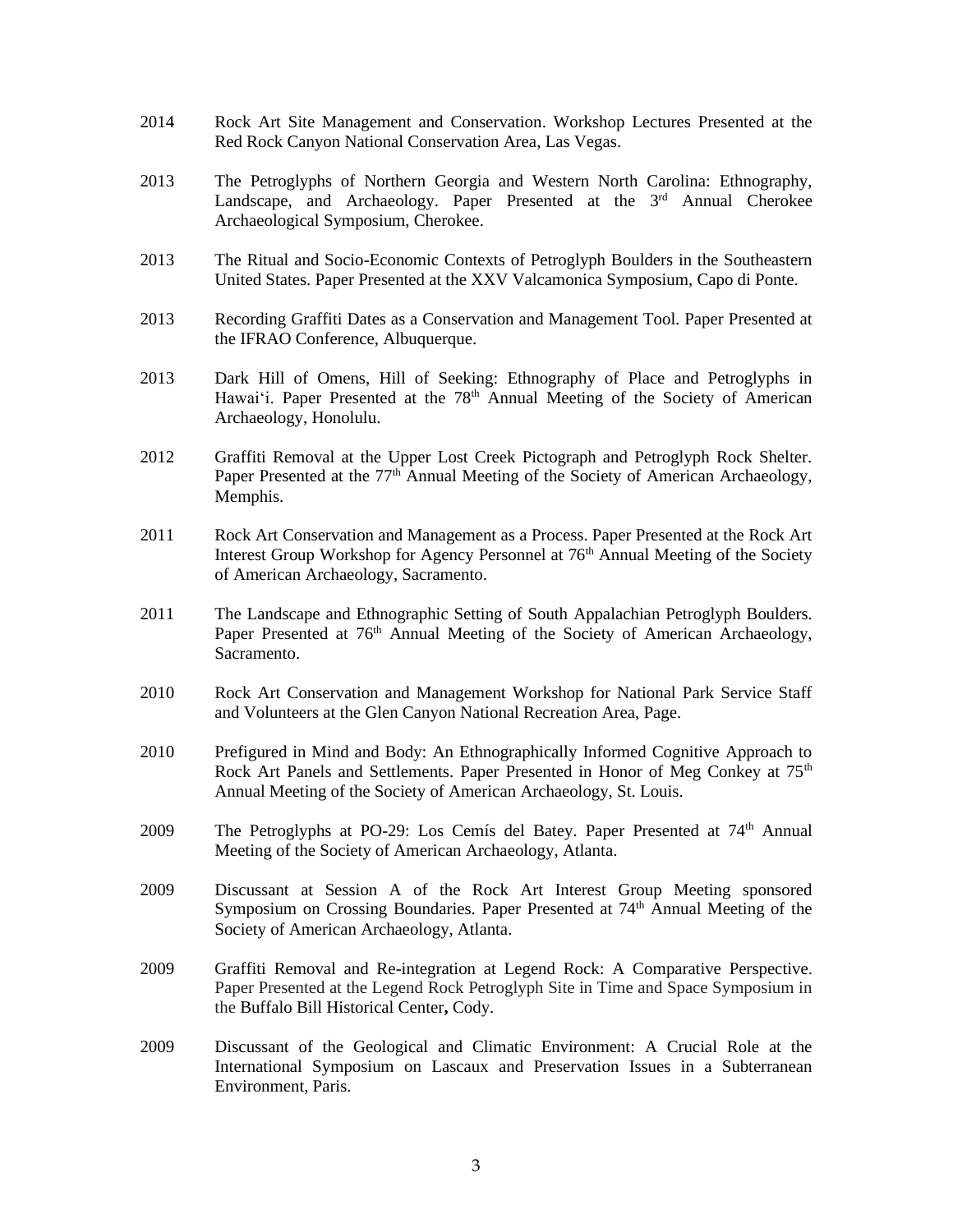2014 Rock Art Site Management and Conservation. Workshop Lectures Presented at the Red Rock Canyon National Conservation Area, Las Vegas.

2013 The Petroglyphs of Northern Georgia and Western North Carolina: Ethnography, Landscape, and Archaeology. Paper Presented at the 3rd Annual Cherokee Archaeological Symposium, Cherokee.

2013 The Ritual and Socio-Economic Contexts of Petroglyph Boulders in the Southeastern United States. Paper Presented at the XXV Valcamonica Symposium, Capo di Ponte.

2013 Recording Graffiti Dates as a Conservation and Management Tool. Paper Presented at the IFRAO Conference, Albuquerque.

2013 Dark Hill of Omens, Hill of Seeking: Ethnography of Place and Petroglyphs in Hawai'i. Paper Presented at the 78th Annual Meeting of the Society of American Archaeology, Honolulu.

2012 Graffiti Removal at the Upper Lost Creek Pictograph and Petroglyph Rock Shelter. Paper Presented at the 77th Annual Meeting of the Society of American Archaeology, Memphis.

2011 Rock Art Conservation and Management as a Process. Paper Presented at the Rock Art Interest Group Workshop for Agency Personnel at 76th Annual Meeting of the Society of American Archaeology, Sacramento.

2011 The Landscape and Ethnographic Setting of South Appalachian Petroglyph Boulders. Paper Presented at 76th Annual Meeting of the Society of American Archaeology, Sacramento.

2010 Rock Art Conservation and Management Workshop for National Park Service Staff and Volunteers at the Glen Canyon National Recreation Area, Page.

2010 Prefigured in Mind and Body: An Ethnographically Informed Cognitive Approach to Rock Art Panels and Settlements. Paper Presented in Honor of Meg Conkey at 75th Annual Meeting of the Society of American Archaeology, St. Louis.

2009 The Petroglyphs at PO-29: Los Cemís del Batey. Paper Presented at 74th Annual Meeting of the Society of American Archaeology, Atlanta.

2009 Discussant at Session A of the Rock Art Interest Group Meeting sponsored Symposium on Crossing Boundaries. Paper Presented at 74th Annual Meeting of the Society of American Archaeology, Atlanta.

2009 Graffiti Removal and Re-integration at Legend Rock: A Comparative Perspective. Paper Presented at the Legend Rock Petroglyph Site in Time and Space Symposium in the Buffalo Bill Historical Center, Cody.

2009 Discussant of the Geological and Climatic Environment: A Crucial Role at the International Symposium on Lascaux and Preservation Issues in a Subterranean Environment, Paris.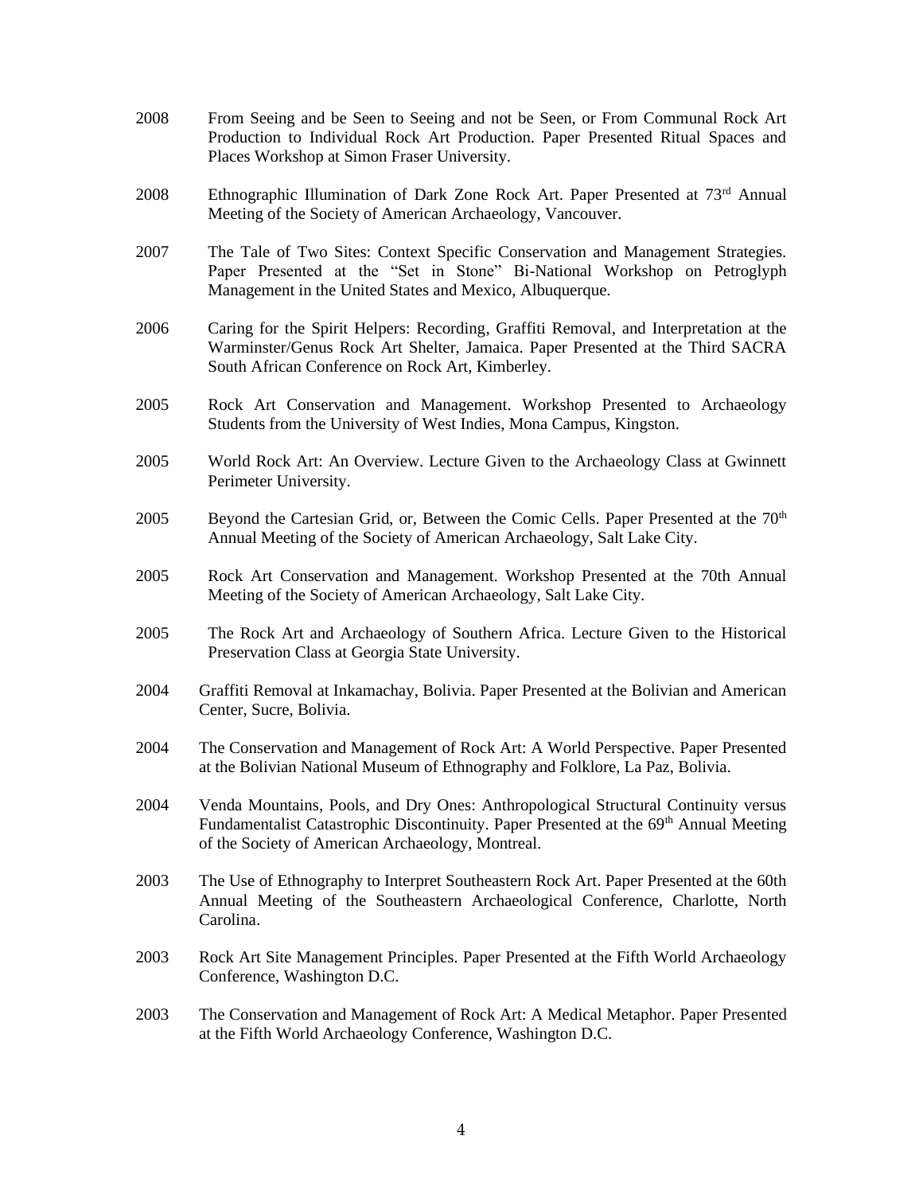2008 From Seeing and be Seen to Seeing and not be Seen, or From Communal Rock Art Production to Individual Rock Art Production. Paper Presented Ritual Spaces and Places Workshop at Simon Fraser University.

2008 Ethnographic Illumination of Dark Zone Rock Art. Paper Presented at 73rd Annual Meeting of the Society of American Archaeology, Vancouver.

2007 The Tale of Two Sites: Context Specific Conservation and Management Strategies. Paper Presented at the "Set in Stone" Bi-National Workshop on Petroglyph Management in the United States and Mexico, Albuquerque.

2006 Caring for the Spirit Helpers: Recording, Graffiti Removal, and Interpretation at the Warminster/Genus Rock Art Shelter, Jamaica. Paper Presented at the Third SACRA South African Conference on Rock Art, Kimberley.

2005 Rock Art Conservation and Management. Workshop Presented to Archaeology Students from the University of West Indies, Mona Campus, Kingston.

2005 World Rock Art: An Overview. Lecture Given to the Archaeology Class at Gwinnett Perimeter University.

2005 Beyond the Cartesian Grid, or, Between the Comic Cells. Paper Presented at the 70th Annual Meeting of the Society of American Archaeology, Salt Lake City.

2005 Rock Art Conservation and Management. Workshop Presented at the 70th Annual Meeting of the Society of American Archaeology, Salt Lake City.

2005 The Rock Art and Archaeology of Southern Africa. Lecture Given to the Historical Preservation Class at Georgia State University.

2004 Graffiti Removal at Inkamachay, Bolivia. Paper Presented at the Bolivian and American Center, Sucre, Bolivia.

2004 The Conservation and Management of Rock Art: A World Perspective. Paper Presented at the Bolivian National Museum of Ethnography and Folklore, La Paz, Bolivia.

2004 Venda Mountains, Pools, and Dry Ones: Anthropological Structural Continuity versus Fundamentalist Catastrophic Discontinuity. Paper Presented at the 69th Annual Meeting of the Society of American Archaeology, Montreal.

2003 The Use of Ethnography to Interpret Southeastern Rock Art. Paper Presented at the 60th Annual Meeting of the Southeastern Archaeological Conference, Charlotte, North Carolina.

2003 Rock Art Site Management Principles. Paper Presented at the Fifth World Archaeology Conference, Washington D.C.

2003 The Conservation and Management of Rock Art: A Medical Metaphor. Paper Presented at the Fifth World Archaeology Conference, Washington D.C.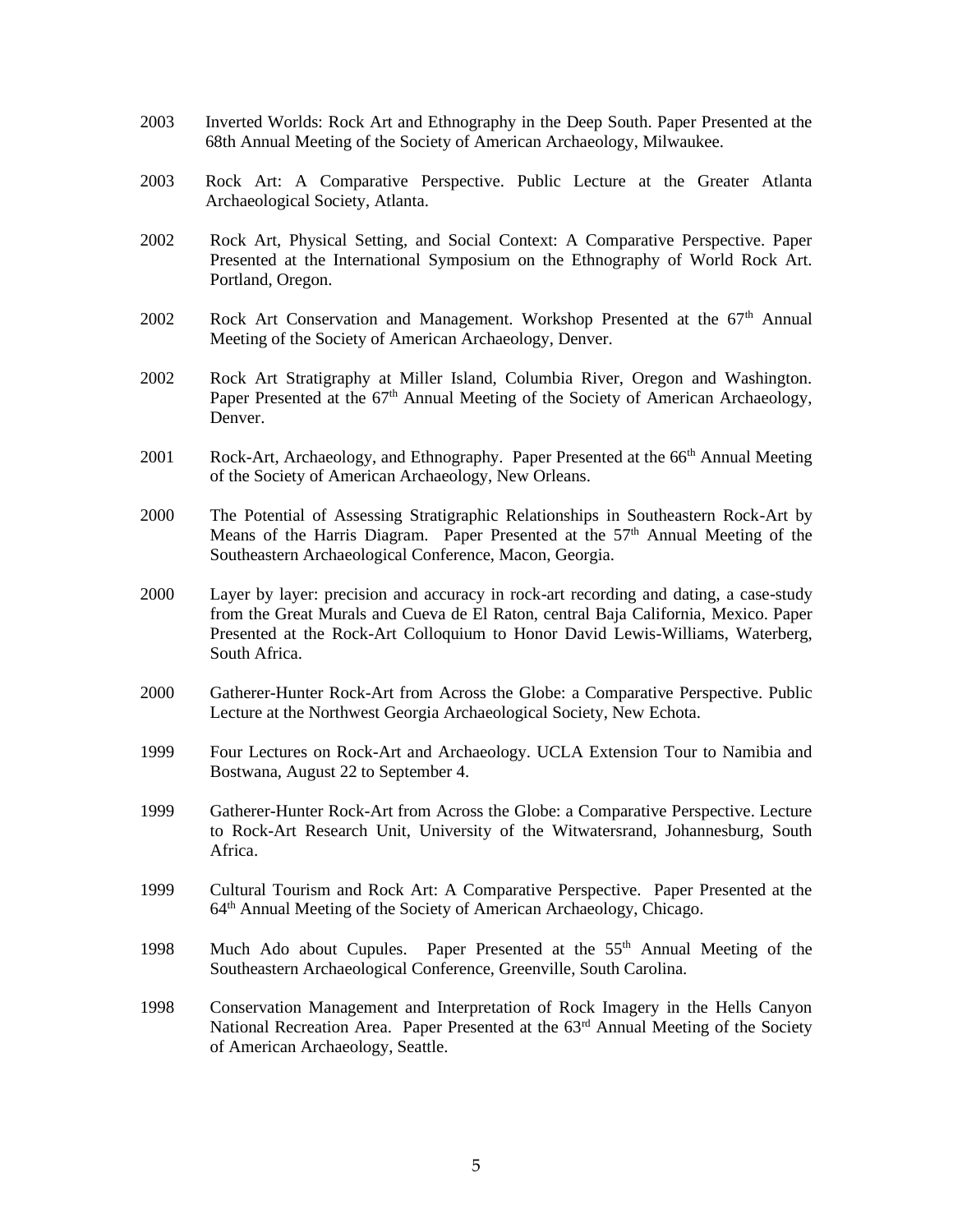2003 Inverted Worlds: Rock Art and Ethnography in the Deep South. Paper Presented at the 68th Annual Meeting of the Society of American Archaeology, Milwaukee.

2003 Rock Art: A Comparative Perspective. Public Lecture at the Greater Atlanta Archaeological Society, Atlanta.

2002 Rock Art, Physical Setting, and Social Context: A Comparative Perspective. Paper Presented at the International Symposium on the Ethnography of World Rock Art. Portland, Oregon.

2002 Rock Art Conservation and Management. Workshop Presented at the 67th Annual Meeting of the Society of American Archaeology, Denver.

2002 Rock Art Stratigraphy at Miller Island, Columbia River, Oregon and Washington. Paper Presented at the 67th Annual Meeting of the Society of American Archaeology, Denver.

2001 Rock-Art, Archaeology, and Ethnography. Paper Presented at the 66th Annual Meeting of the Society of American Archaeology, New Orleans.

2000 The Potential of Assessing Stratigraphic Relationships in Southeastern Rock-Art by Means of the Harris Diagram. Paper Presented at the 57th Annual Meeting of the Southeastern Archaeological Conference, Macon, Georgia.

2000 Layer by layer: precision and accuracy in rock-art recording and dating, a case-study from the Great Murals and Cueva de El Raton, central Baja California, Mexico. Paper Presented at the Rock-Art Colloquium to Honor David Lewis-Williams, Waterberg, South Africa.

2000 Gatherer-Hunter Rock-Art from Across the Globe: a Comparative Perspective. Public Lecture at the Northwest Georgia Archaeological Society, New Echota.

1999 Four Lectures on Rock-Art and Archaeology. UCLA Extension Tour to Namibia and Bostwana, August 22 to September 4.

1999 Gatherer-Hunter Rock-Art from Across the Globe: a Comparative Perspective. Lecture to Rock-Art Research Unit, University of the Witwatersrand, Johannesburg, South Africa.

1999 Cultural Tourism and Rock Art: A Comparative Perspective. Paper Presented at the 64th Annual Meeting of the Society of American Archaeology, Chicago.

1998 Much Ado about Cupules. Paper Presented at the 55th Annual Meeting of the Southeastern Archaeological Conference, Greenville, South Carolina.

1998 Conservation Management and Interpretation of Rock Imagery in the Hells Canyon National Recreation Area. Paper Presented at the 63rd Annual Meeting of the Society of American Archaeology, Seattle.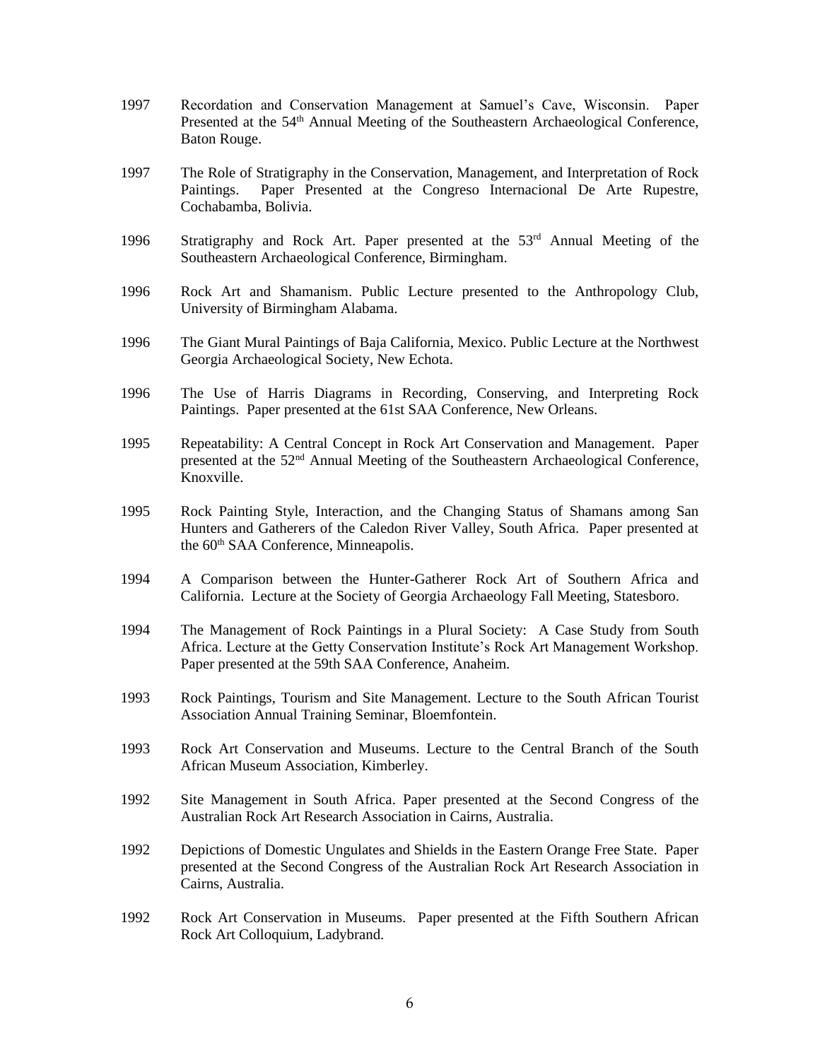1997 Recordation and Conservation Management at Samuel's Cave, Wisconsin. Paper Presented at the 54th Annual Meeting of the Southeastern Archaeological Conference, Baton Rouge.

1997 The Role of Stratigraphy in the Conservation, Management, and Interpretation of Rock Paintings. Paper Presented at the Congreso Internacional De Arte Rupestre, Cochabamba, Bolivia.

1996 Stratigraphy and Rock Art. Paper presented at the 53rd Annual Meeting of the Southeastern Archaeological Conference, Birmingham.

1996 Rock Art and Shamanism. Public Lecture presented to the Anthropology Club, University of Birmingham Alabama.

1996 The Giant Mural Paintings of Baja California, Mexico. Public Lecture at the Northwest Georgia Archaeological Society, New Echota.

1996 The Use of Harris Diagrams in Recording, Conserving, and Interpreting Rock Paintings. Paper presented at the 61st SAA Conference, New Orleans.

1995 Repeatability: A Central Concept in Rock Art Conservation and Management. Paper presented at the 52nd Annual Meeting of the Southeastern Archaeological Conference, Knoxville.

1995 Rock Painting Style, Interaction, and the Changing Status of Shamans among San Hunters and Gatherers of the Caledon River Valley, South Africa. Paper presented at the 60th SAA Conference, Minneapolis.

1994 A Comparison between the Hunter-Gatherer Rock Art of Southern Africa and California. Lecture at the Society of Georgia Archaeology Fall Meeting, Statesboro.

1994 The Management of Rock Paintings in a Plural Society: A Case Study from South Africa. Lecture at the Getty Conservation Institute's Rock Art Management Workshop. Paper presented at the 59th SAA Conference, Anaheim.

1993 Rock Paintings, Tourism and Site Management. Lecture to the South African Tourist Association Annual Training Seminar, Bloemfontein.

1993 Rock Art Conservation and Museums. Lecture to the Central Branch of the South African Museum Association, Kimberley.

1992 Site Management in South Africa. Paper presented at the Second Congress of the Australian Rock Art Research Association in Cairns, Australia.

1992 Depictions of Domestic Ungulates and Shields in the Eastern Orange Free State. Paper presented at the Second Congress of the Australian Rock Art Research Association in Cairns, Australia.

1992 Rock Art Conservation in Museums. Paper presented at the Fifth Southern African Rock Art Colloquium, Ladybrand.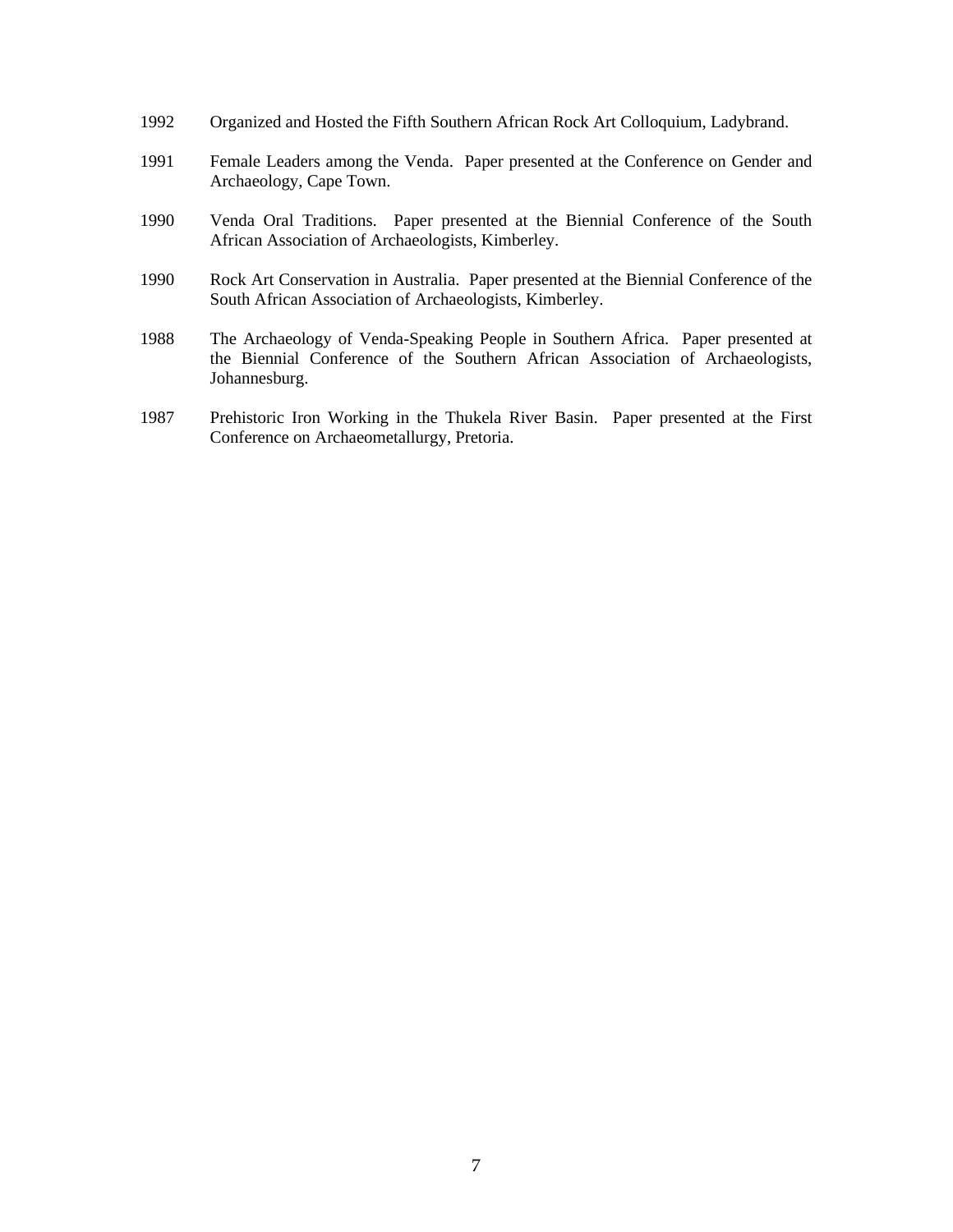1992 Organized and Hosted the Fifth Southern African Rock Art Colloquium, Ladybrand.

1991 Female Leaders among the Venda. Paper presented at the Conference on Gender and Archaeology, Cape Town.

1990 Venda Oral Traditions. Paper presented at the Biennial Conference of the South African Association of Archaeologists, Kimberley.

1990 Rock Art Conservation in Australia. Paper presented at the Biennial Conference of the South African Association of Archaeologists, Kimberley.

1988 The Archaeology of Venda-Speaking People in Southern Africa. Paper presented at the Biennial Conference of the Southern African Association of Archaeologists, Johannesburg.

1987 Prehistoric Iron Working in the Thukela River Basin. Paper presented at the First Conference on Archaeometallurgy, Pretoria.